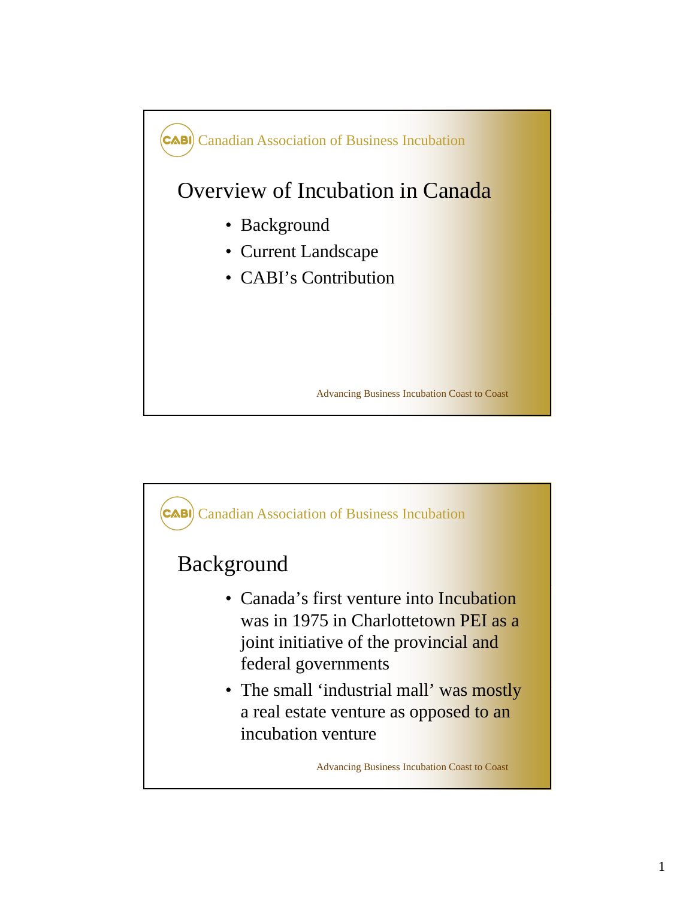Canadian Association of Business Incubation

## Overview of Incubation in Canada

- Background
- Current Landscape
- CABI's Contribution

Advancing Business Incubation Coast to Coast

Canadian Association of Business Incubation

## Background

- Canada's first venture into Incubation was in 1975 in Charlottetown PEI as a joint initiative of the provincial and federal governments
- The small 'industrial mall' was mostly a real estate venture as opposed to an incubation venture

Advancing Business Incubation Coast to Coast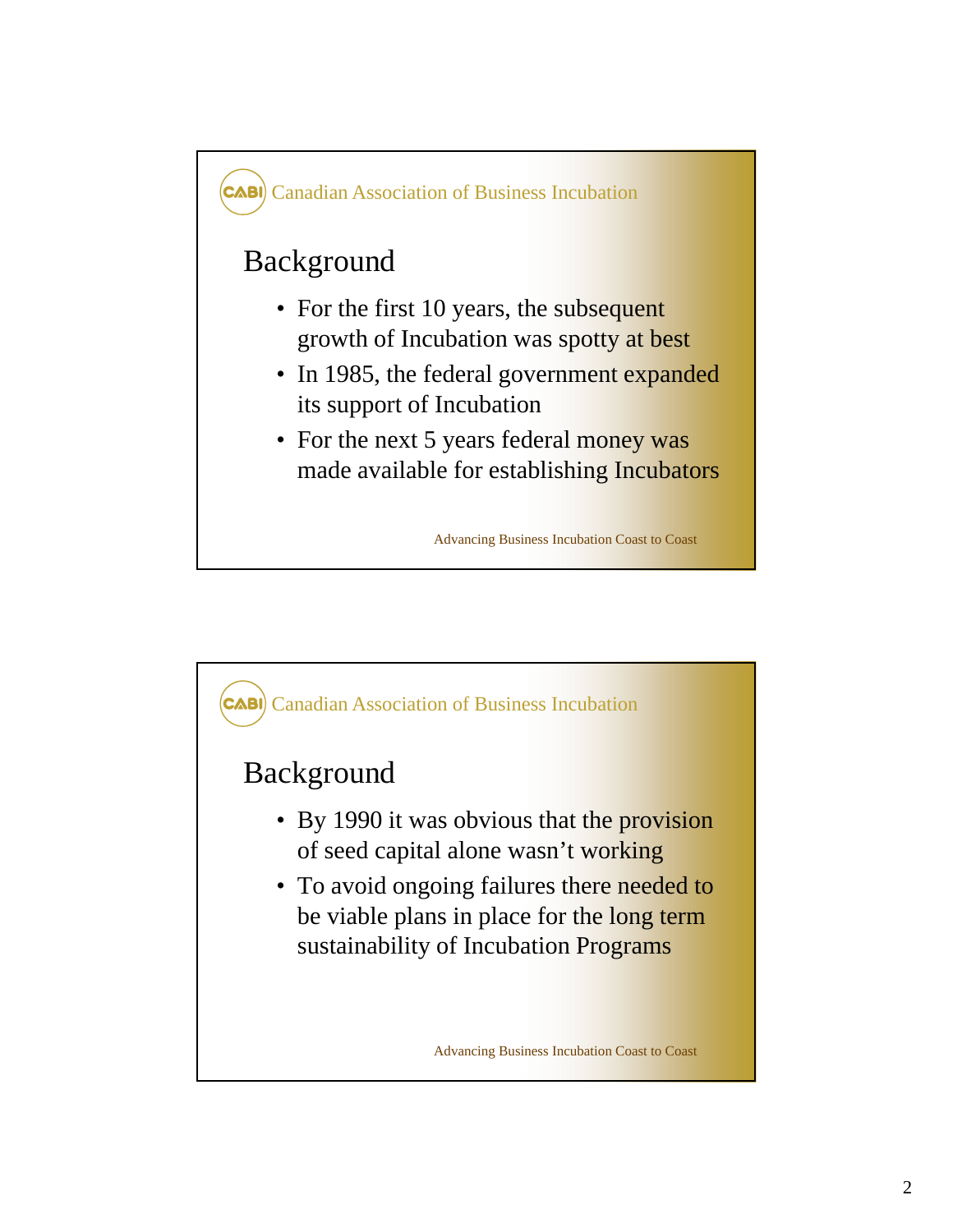Canadian Association of Business Incubation

## Background

- For the first 10 years, the subsequent growth of Incubation was spotty at best
- In 1985, the federal government expanded its support of Incubation
- For the next 5 years federal money was made available for establishing Incubators

Advancing Business Incubation Coast to Coast

Canadian Association of Business Incubation

## Background

- By 1990 it was obvious that the provision of seed capital alone wasn't working
- To avoid ongoing failures there needed to be viable plans in place for the long term sustainability of Incubation Programs

Advancing Business Incubation Coast to Coast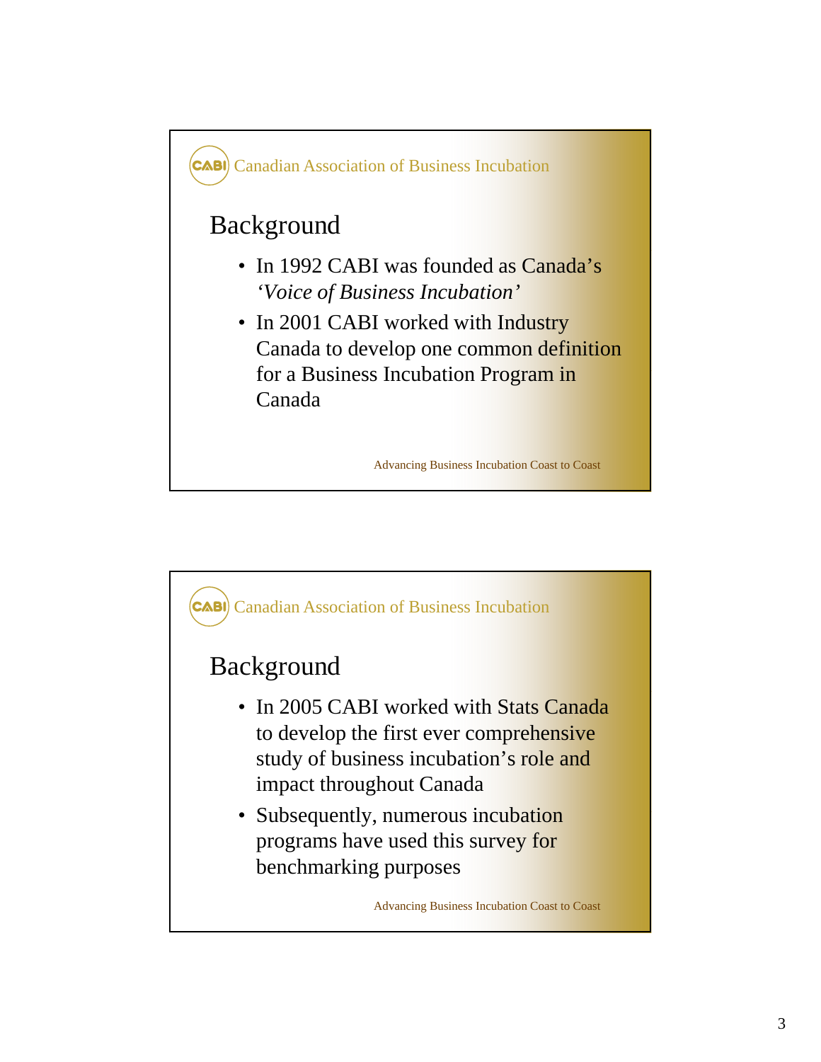Canadian Association of Business Incubation

## Background

- In 1992 CABI was founded as Canada's *'Voice of Business Incubation'*
- In 2001 CABI worked with Industry Canada to develop one common definition for a Business Incubation Program in Canada

Advancing Business Incubation Coast to Coast

Canadian Association of Business Incubation

## Background

- In 2005 CABI worked with Stats Canada to develop the first ever comprehensive study of business incubation's role and impact throughout Canada
- Subsequently, numerous incubation programs have used this survey for benchmarking purposes

Advancing Business Incubation Coast to Coast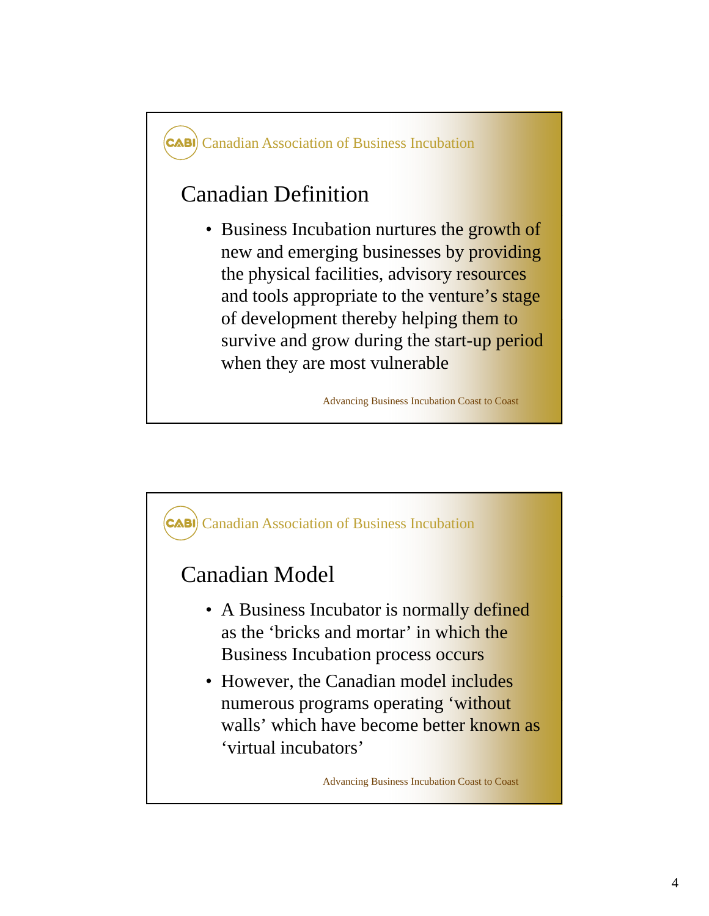Canadian Association of Business Incubation

## Canadian Definition

- Business Incubation nurtures the growth of new and emerging businesses by providing the physical facilities, advisory resources and tools appropriate to the venture's stage of development thereby helping them to survive and grow during the start-up period when they are most vulnerable

Advancing Business Incubation Coast to Coast

Canadian Association of Business Incubation

## Canadian Model

- A Business Incubator is normally defined as the 'bricks and mortar' in which the Business Incubation process occurs
- However, the Canadian model includes numerous programs operating 'without walls' which have become better known as 'virtual incubators'

Advancing Business Incubation Coast to Coast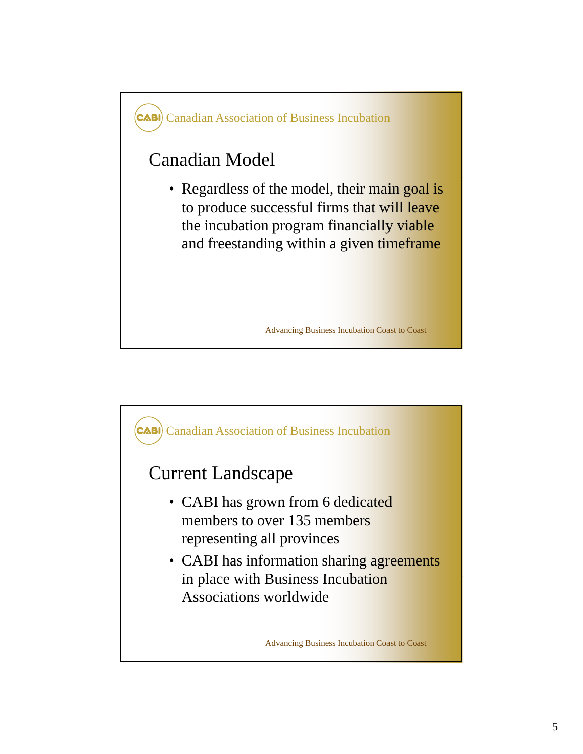Canadian Association of Business Incubation

## Canadian Model

- Regardless of the model, their main goal is to produce successful firms that will leave the incubation program financially viable and freestanding within a given timeframe

Advancing Business Incubation Coast to Coast

Canadian Association of Business Incubation

## Current Landscape

- CABI has grown from 6 dedicated members to over 135 members representing all provinces
- CABI has information sharing agreements in place with Business Incubation Associations worldwide

Advancing Business Incubation Coast to Coast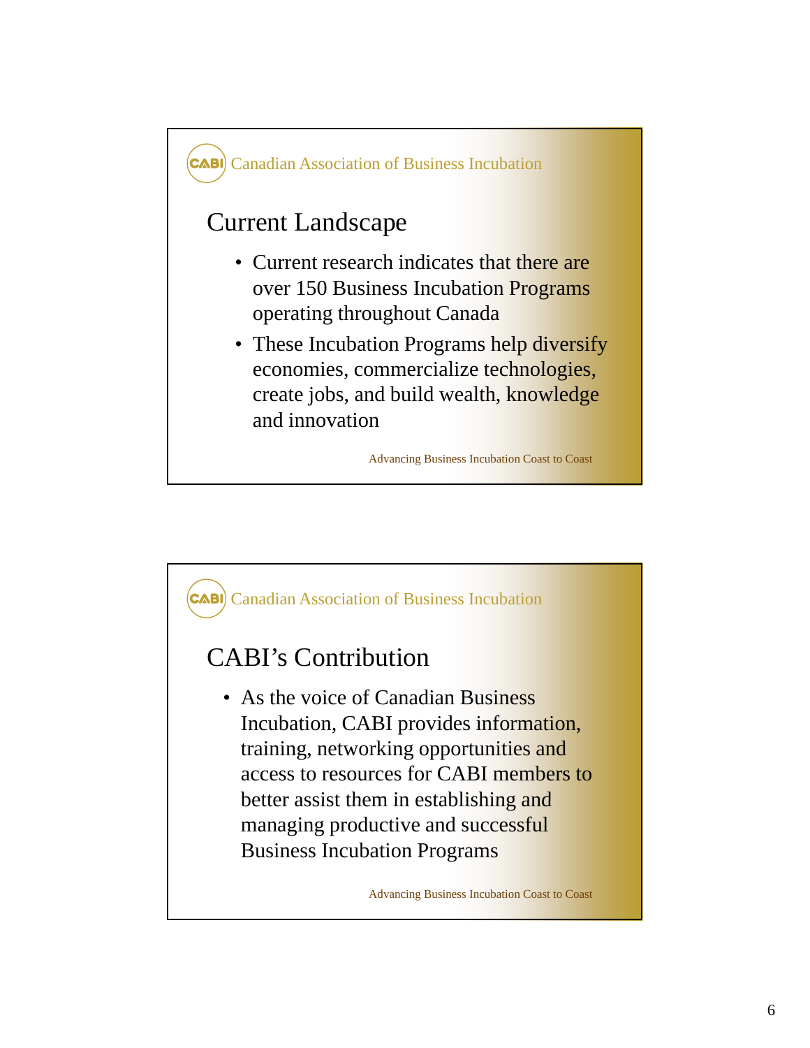Canadian Association of Business Incubation

## Current Landscape

- Current research indicates that there are over 150 Business Incubation Programs operating throughout Canada
- These Incubation Programs help diversify economies, commercialize technologies, create jobs, and build wealth, knowledge and innovation

Advancing Business Incubation Coast to Coast

Canadian Association of Business Incubation

## CABI's Contribution

- As the voice of Canadian Business Incubation, CABI provides information, training, networking opportunities and access to resources for CABI members to better assist them in establishing and managing productive and successful Business Incubation Programs

Advancing Business Incubation Coast to Coast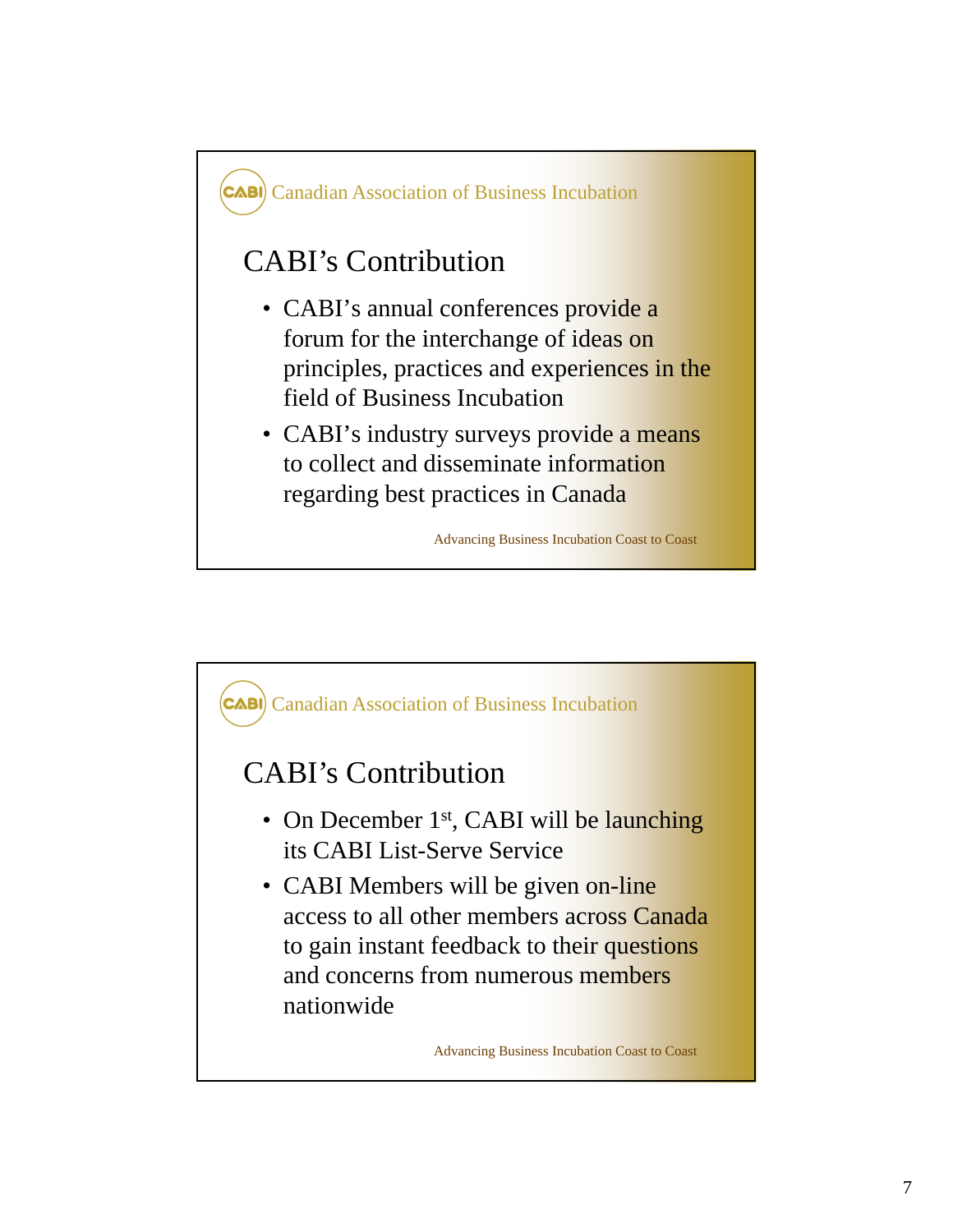Canadian Association of Business Incubation

## CABI's Contribution

- CABI's annual conferences provide a forum for the interchange of ideas on principles, practices and experiences in the field of Business Incubation
- CABI's industry surveys provide a means to collect and disseminate information regarding best practices in Canada

Advancing Business Incubation Coast to Coast

Canadian Association of Business Incubation

## CABI's Contribution

- On December 1st, CABI will be launching its CABI List-Serve Service
- CABI Members will be given on-line access to all other members across Canada to gain instant feedback to their questions and concerns from numerous members nationwide

Advancing Business Incubation Coast to Coast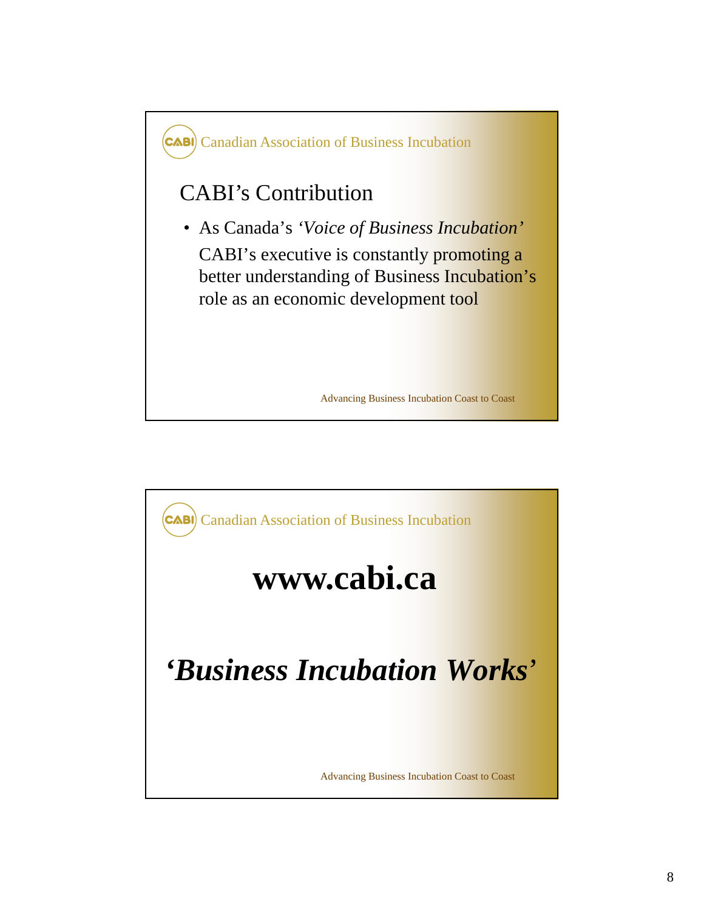Canadian Association of Business Incubation

## CABI's Contribution

- As Canada's *'Voice of Business Incubation'* CABI's executive is constantly promoting a better understanding of Business Incubation's role as an economic development tool

Advancing Business Incubation Coast to Coast

Canadian Association of Business Incubation

# www.cabi.ca

***'Business Incubation Works'***

Advancing Business Incubation Coast to Coast